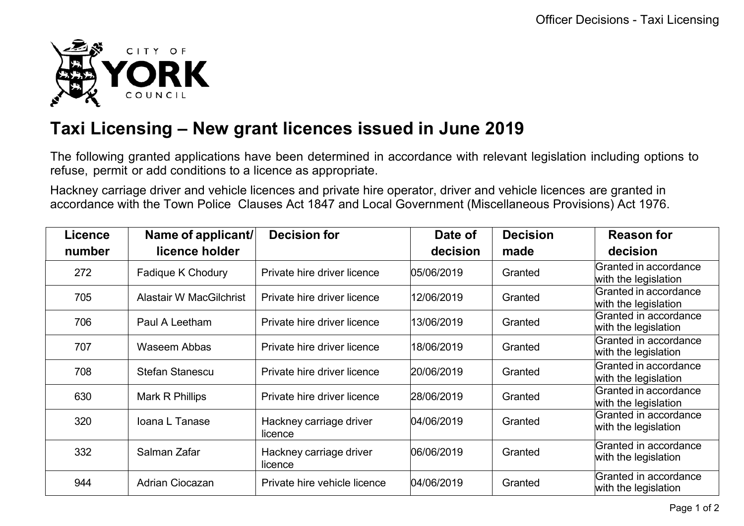# Taxi Licensing – New grant licences issued in June 2019

The following granted applications have been determined in accordance with relevant legislation including options to refuse, permit or add conditions to a licence as appropriate.

Hackney carriage driver and vehicle licences and private hire operator, driver and vehicle licences are granted in accordance with the Town Police Clauses Act 1847 and Local Government (Miscellaneous Provisions) Act 1976.

| Licence number | Name of applicant/ licence holder | Decision for | Date of decision | Decision made | Reason for decision |
|---|---|---|---|---|---|
| 272 | Fadique K Chodury | Private hire driver licence | 05/06/2019 | Granted | Granted in accordance with the legislation |
| 705 | Alastair W MacGilchrist | Private hire driver licence | 12/06/2019 | Granted | Granted in accordance with the legislation |
| 706 | Paul A Leetham | Private hire driver licence | 13/06/2019 | Granted | Granted in accordance with the legislation |
| 707 | Waseem Abbas | Private hire driver licence | 18/06/2019 | Granted | Granted in accordance with the legislation |
| 708 | Stefan Stanescu | Private hire driver licence | 20/06/2019 | Granted | Granted in accordance with the legislation |
| 630 | Mark R Phillips | Private hire driver licence | 28/06/2019 | Granted | Granted in accordance with the legislation |
| 320 | Ioana L Tanase | Hackney carriage driver licence | 04/06/2019 | Granted | Granted in accordance with the legislation |
| 332 | Salman Zafar | Hackney carriage driver licence | 06/06/2019 | Granted | Granted in accordance with the legislation |
| 944 | Adrian Ciocazan | Private hire vehicle licence | 04/06/2019 | Granted | Granted in accordance with the legislation |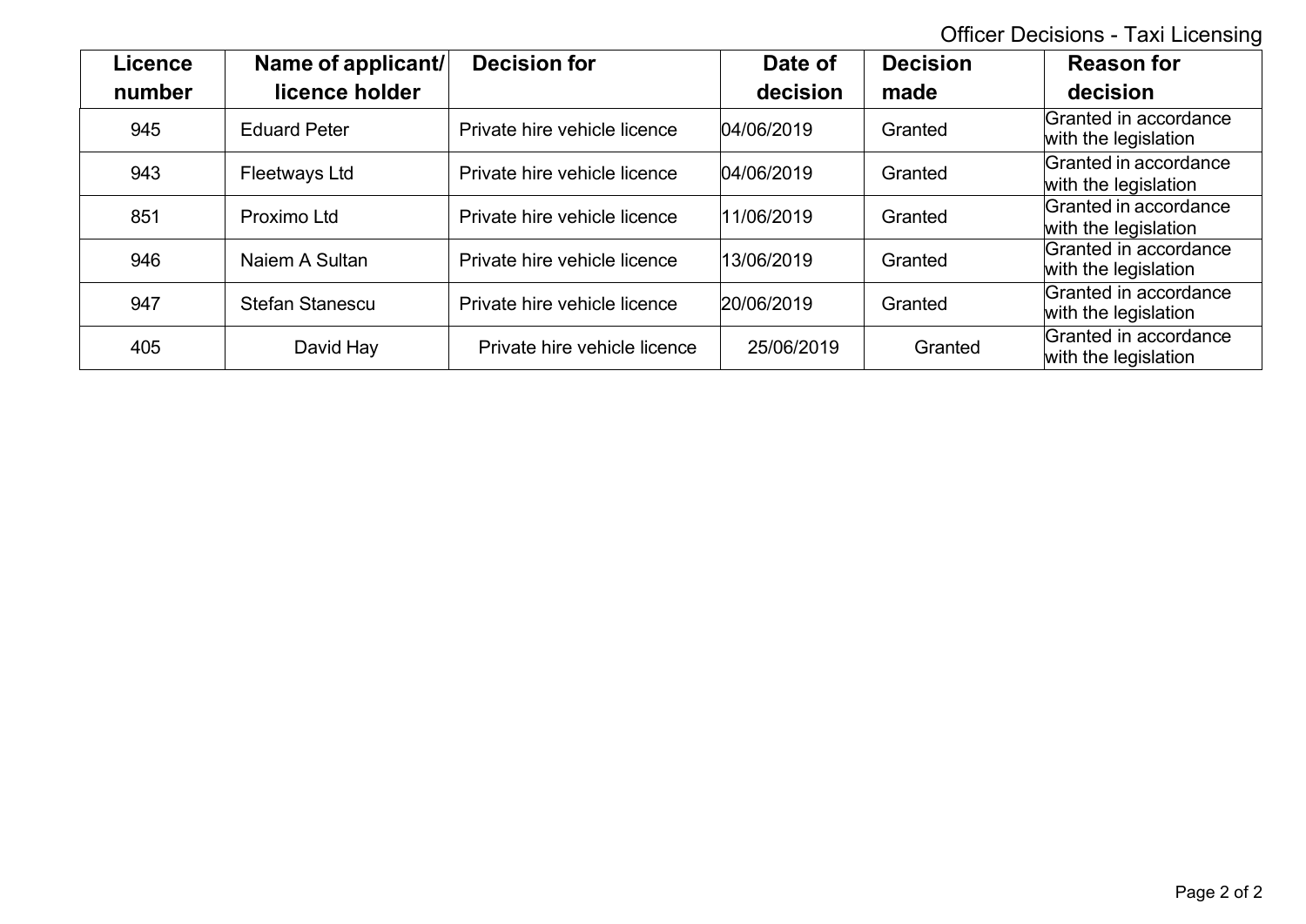| Licence number | Name of applicant/ licence holder | Decision for | Date of decision | Decision made | Reason for decision |
|---|---|---|---|---|---|
| 945 | Eduard Peter | Private hire vehicle licence | 04/06/2019 | Granted | Granted in accordance with the legislation |
| 943 | Fleetways Ltd | Private hire vehicle licence | 04/06/2019 | Granted | Granted in accordance with the legislation |
| 851 | Proximo Ltd | Private hire vehicle licence | 11/06/2019 | Granted | Granted in accordance with the legislation |
| 946 | Naiem A Sultan | Private hire vehicle licence | 13/06/2019 | Granted | Granted in accordance with the legislation |
| 947 | Stefan Stanescu | Private hire vehicle licence | 20/06/2019 | Granted | Granted in accordance with the legislation |
| 405 | David Hay | Private hire vehicle licence | 25/06/2019 | Granted | Granted in accordance with the legislation |